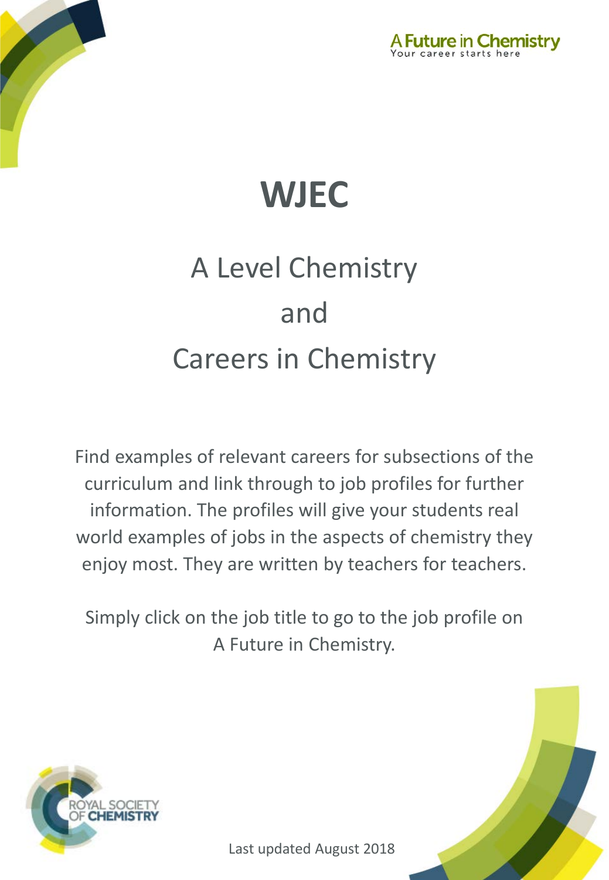A Future in Chemistry
Your career starts here

# WJEC

## A Level Chemistry
## and
## Careers in Chemistry

Find examples of relevant careers for subsections of the curriculum and link through to job profiles for further information. The profiles will give your students real world examples of jobs in the aspects of chemistry they enjoy most. They are written by teachers for teachers.

Simply click on the job title to go to the job profile on A Future in Chemistry.

ROYAL SOCIETY OF CHEMISTRY

Last updated August 2018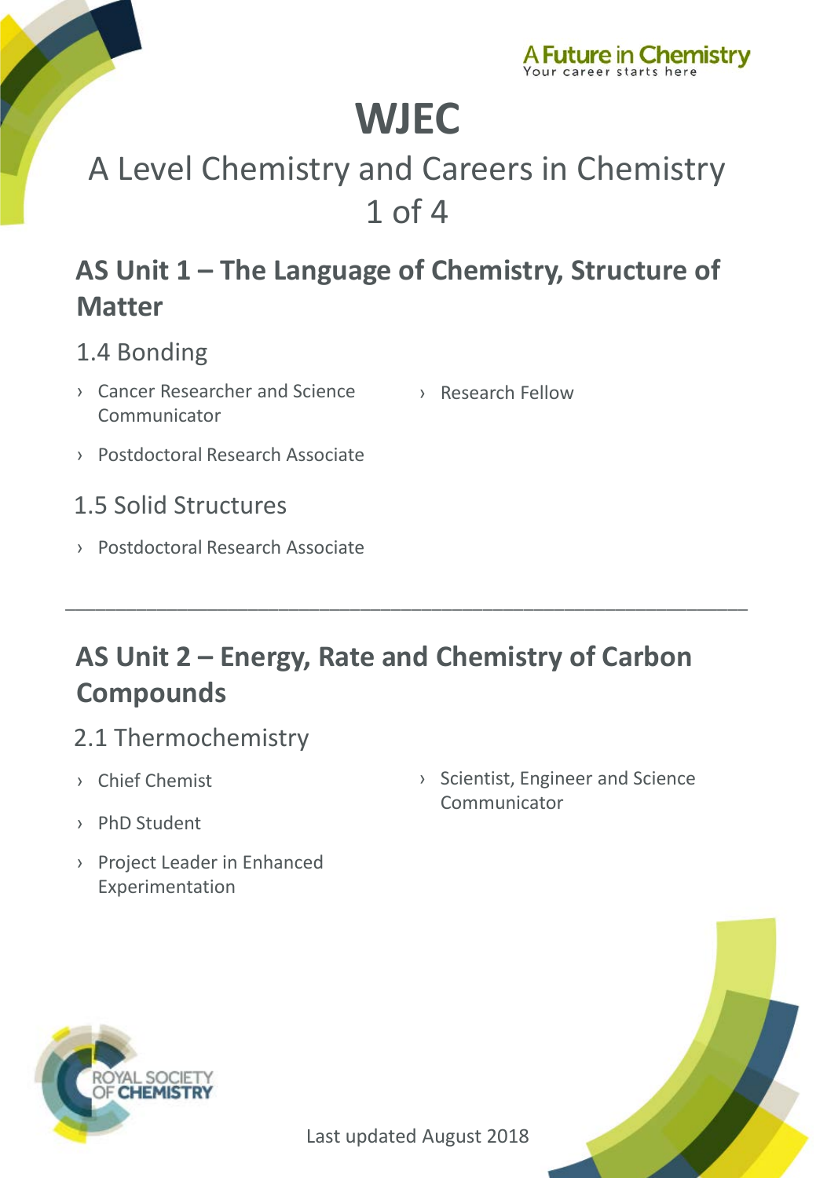# WJEC

A Level Chemistry and Careers in Chemistry

1 of 4

## AS Unit 1 – The Language of Chemistry, Structure of Matter

### 1.4 Bonding

- Cancer Researcher and Science Communicator
- Postdoctoral Research Associate
- Research Fellow

### 1.5 Solid Structures

- Postdoctoral Research Associate

---

## AS Unit 2 – Energy, Rate and Chemistry of Carbon Compounds

### 2.1 Thermochemistry

- Chief Chemist
- PhD Student
- Project Leader in Enhanced Experimentation
- Scientist, Engineer and Science Communicator

Last updated August 2018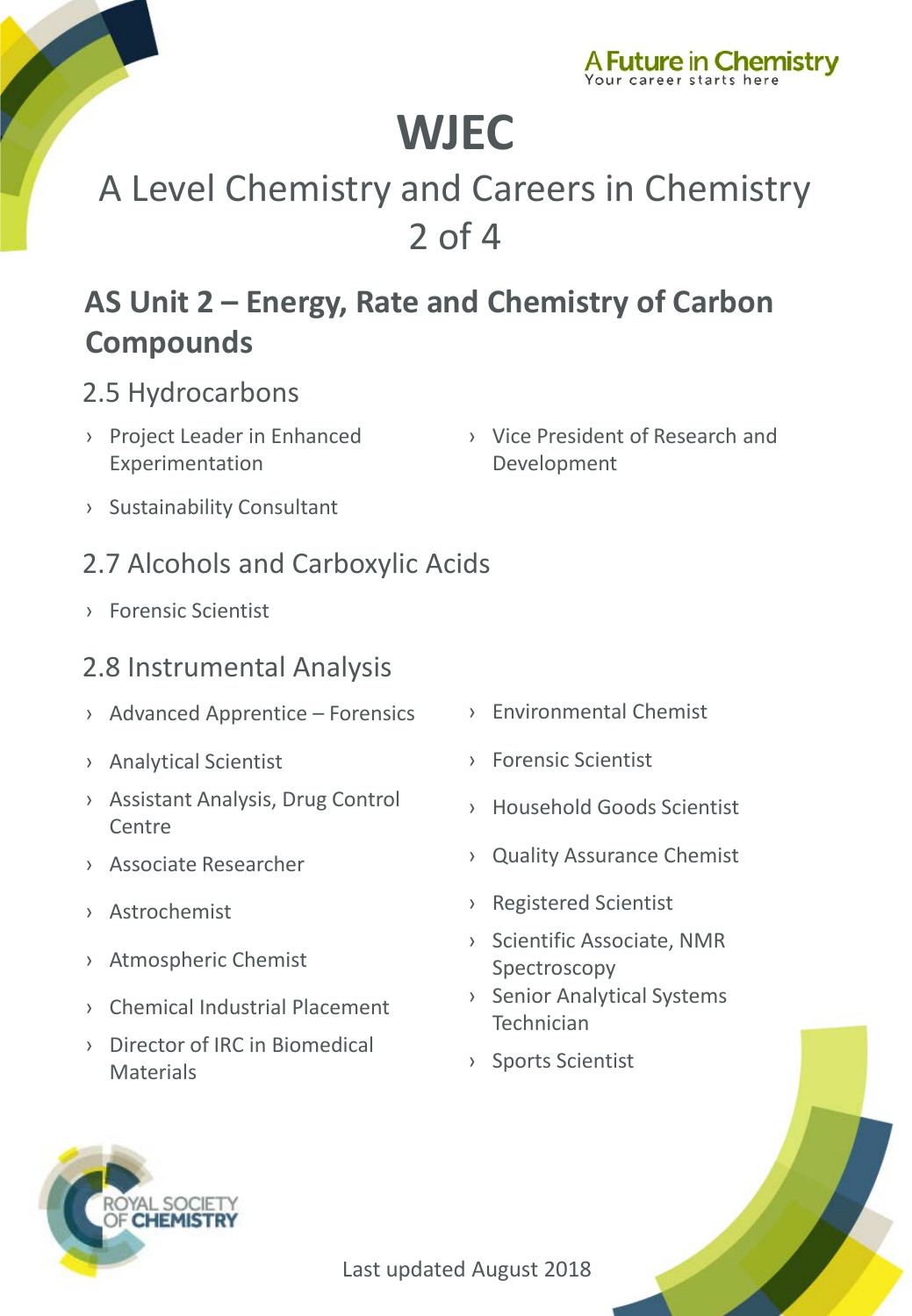A Future in Chemistry
Your career starts here

# WJEC

## A Level Chemistry and Careers in Chemistry 2 of 4

## AS Unit 2 – Energy, Rate and Chemistry of Carbon Compounds

### 2.5 Hydrocarbons

- Project Leader in Enhanced Experimentation
- Vice President of Research and Development
- Sustainability Consultant

### 2.7 Alcohols and Carboxylic Acids

- Forensic Scientist

### 2.8 Instrumental Analysis

- Advanced Apprentice – Forensics
- Analytical Scientist
- Assistant Analysis, Drug Control Centre
- Associate Researcher
- Astrochemist
- Atmospheric Chemist
- Chemical Industrial Placement
- Director of IRC in Biomedical Materials
- Environmental Chemist
- Forensic Scientist
- Household Goods Scientist
- Quality Assurance Chemist
- Registered Scientist
- Scientific Associate, NMR Spectroscopy
- Senior Analytical Systems Technician
- Sports Scientist

ROYAL SOCIETY OF CHEMISTRY

Last updated August 2018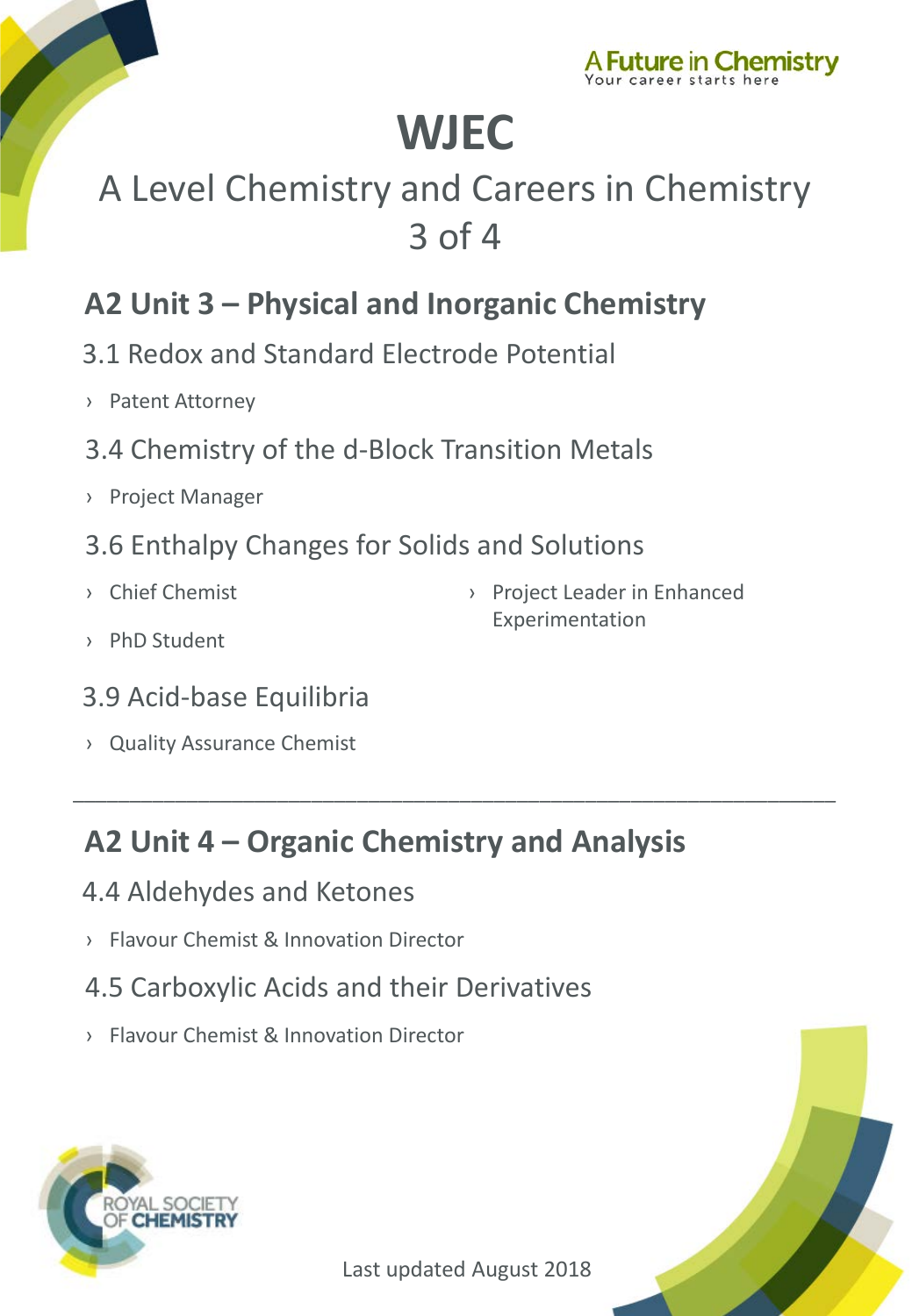A Future in Chemistry
Your career starts here

# WJEC

A Level Chemistry and Careers in Chemistry
3 of 4

## A2 Unit 3 – Physical and Inorganic Chemistry

### 3.1 Redox and Standard Electrode Potential

- Patent Attorney

### 3.4 Chemistry of the d-Block Transition Metals

- Project Manager

### 3.6 Enthalpy Changes for Solids and Solutions

- Chief Chemist
- PhD Student
- Project Leader in Enhanced Experimentation

### 3.9 Acid-base Equilibria

- Quality Assurance Chemist

---

## A2 Unit 4 – Organic Chemistry and Analysis

### 4.4 Aldehydes and Ketones

- Flavour Chemist & Innovation Director

### 4.5 Carboxylic Acids and their Derivatives

- Flavour Chemist & Innovation Director

Royal Society of Chemistry

Last updated August 2018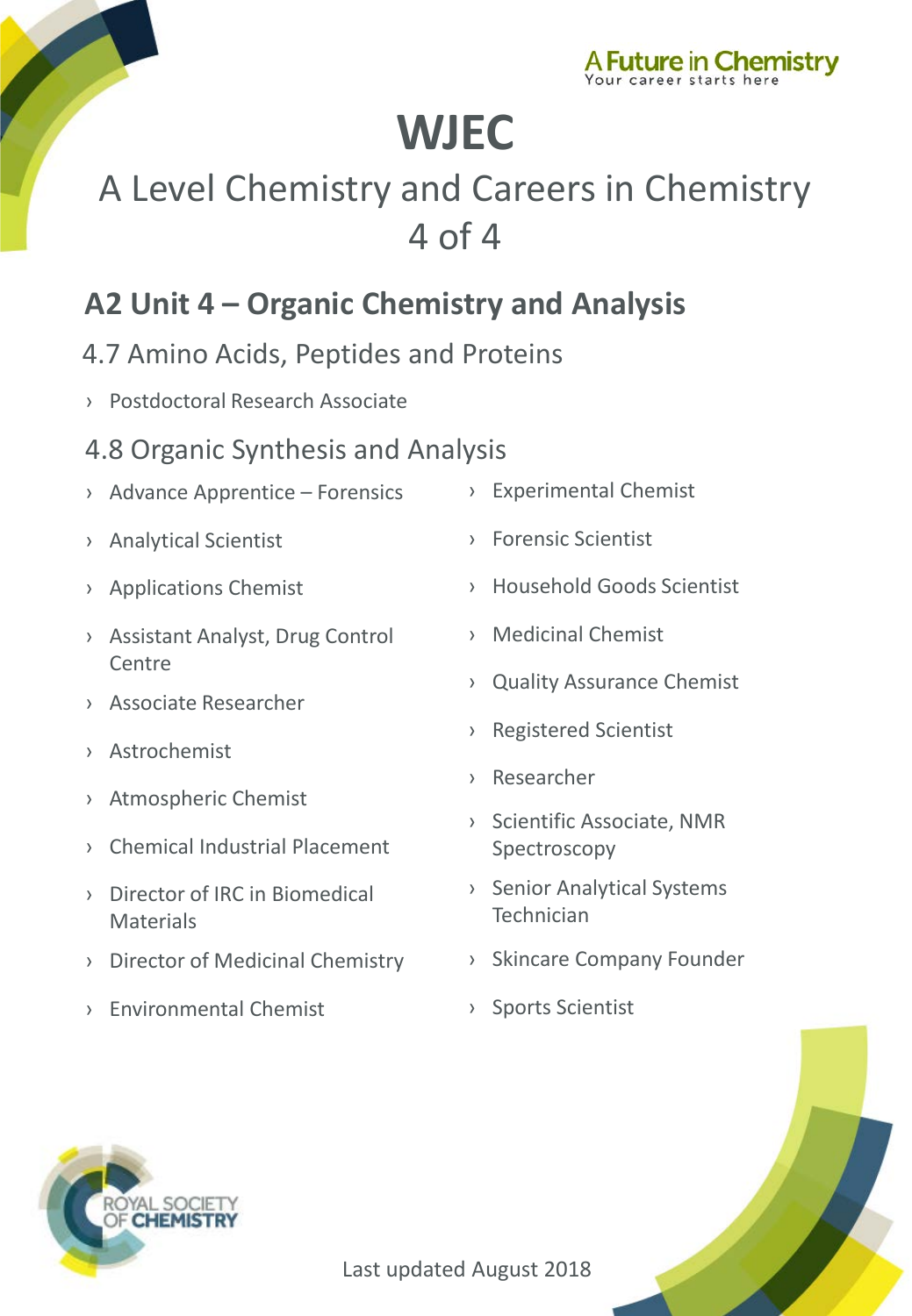A Future in Chemistry
Your career starts here

# WJEC

## A Level Chemistry and Careers in Chemistry
## 4 of 4

## A2 Unit 4 – Organic Chemistry and Analysis

### 4.7 Amino Acids, Peptides and Proteins

- Postdoctoral Research Associate

### 4.8 Organic Synthesis and Analysis

- Advance Apprentice – Forensics
- Analytical Scientist
- Applications Chemist
- Assistant Analyst, Drug Control Centre
- Associate Researcher
- Astrochemist
- Atmospheric Chemist
- Chemical Industrial Placement
- Director of IRC in Biomedical Materials
- Director of Medicinal Chemistry
- Environmental Chemist
- Experimental Chemist
- Forensic Scientist
- Household Goods Scientist
- Medicinal Chemist
- Quality Assurance Chemist
- Registered Scientist
- Researcher
- Scientific Associate, NMR Spectroscopy
- Senior Analytical Systems Technician
- Skincare Company Founder
- Sports Scientist

ROYAL SOCIETY OF CHEMISTRY

Last updated August 2018